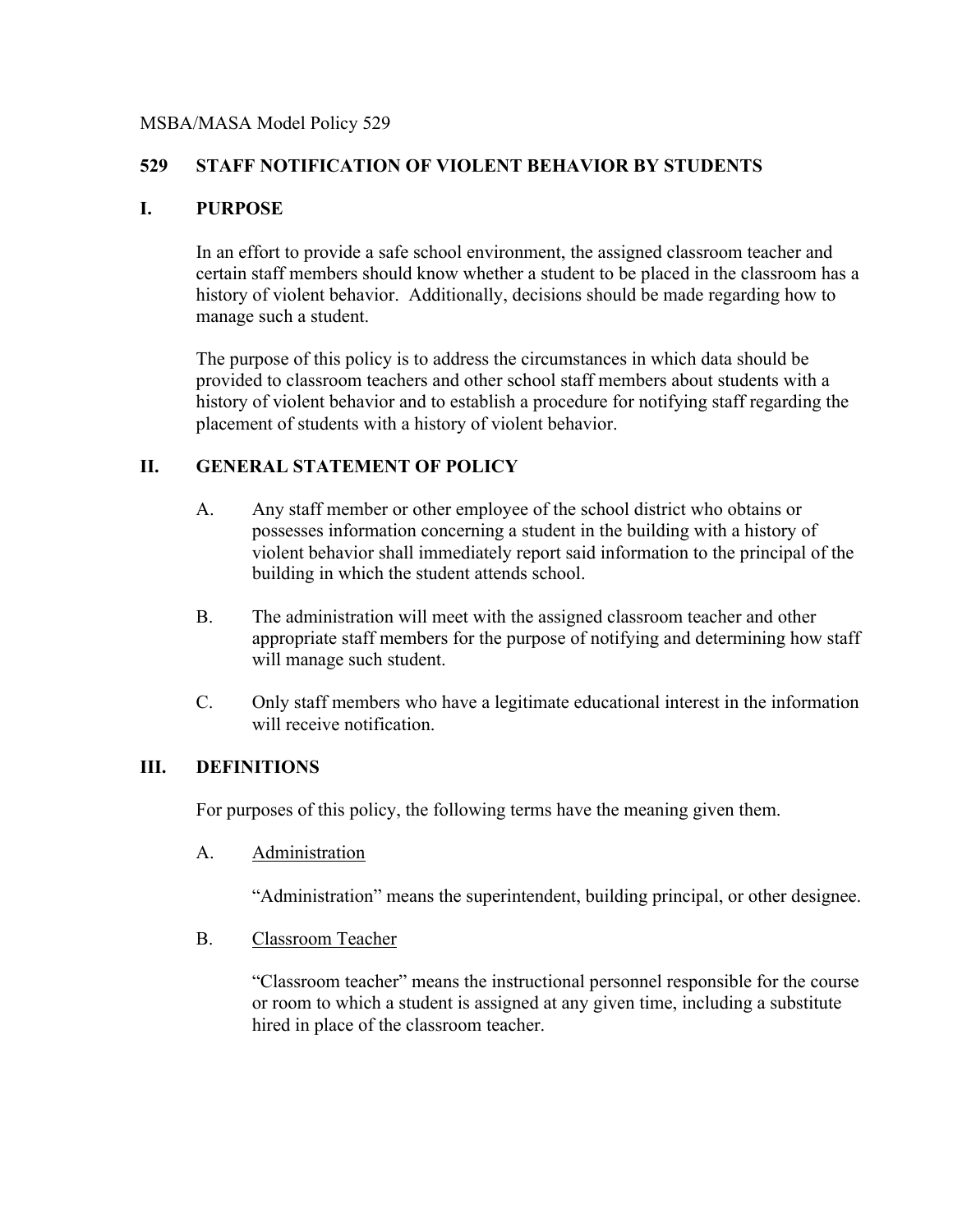MSBA/MASA Model Policy 529

# 529 STAFF NOTIFICATION OF VIOLENT BEHAVIOR BY STUDENTS

## I. PURPOSE

In an effort to provide a safe school environment, the assigned classroom teacher and certain staff members should know whether a student to be placed in the classroom has a history of violent behavior. Additionally, decisions should be made regarding how to manage such a student.

The purpose of this policy is to address the circumstances in which data should be provided to classroom teachers and other school staff members about students with a history of violent behavior and to establish a procedure for notifying staff regarding the placement of students with a history of violent behavior.

## II. GENERAL STATEMENT OF POLICY

A. Any staff member or other employee of the school district who obtains or possesses information concerning a student in the building with a history of violent behavior shall immediately report said information to the principal of the building in which the student attends school.

B. The administration will meet with the assigned classroom teacher and other appropriate staff members for the purpose of notifying and determining how staff will manage such student.

C. Only staff members who have a legitimate educational interest in the information will receive notification.

## III. DEFINITIONS

For purposes of this policy, the following terms have the meaning given them.

A. <u>Administration</u>

"Administration" means the superintendent, building principal, or other designee.

B. <u>Classroom Teacher</u>

"Classroom teacher" means the instructional personnel responsible for the course or room to which a student is assigned at any given time, including a substitute hired in place of the classroom teacher.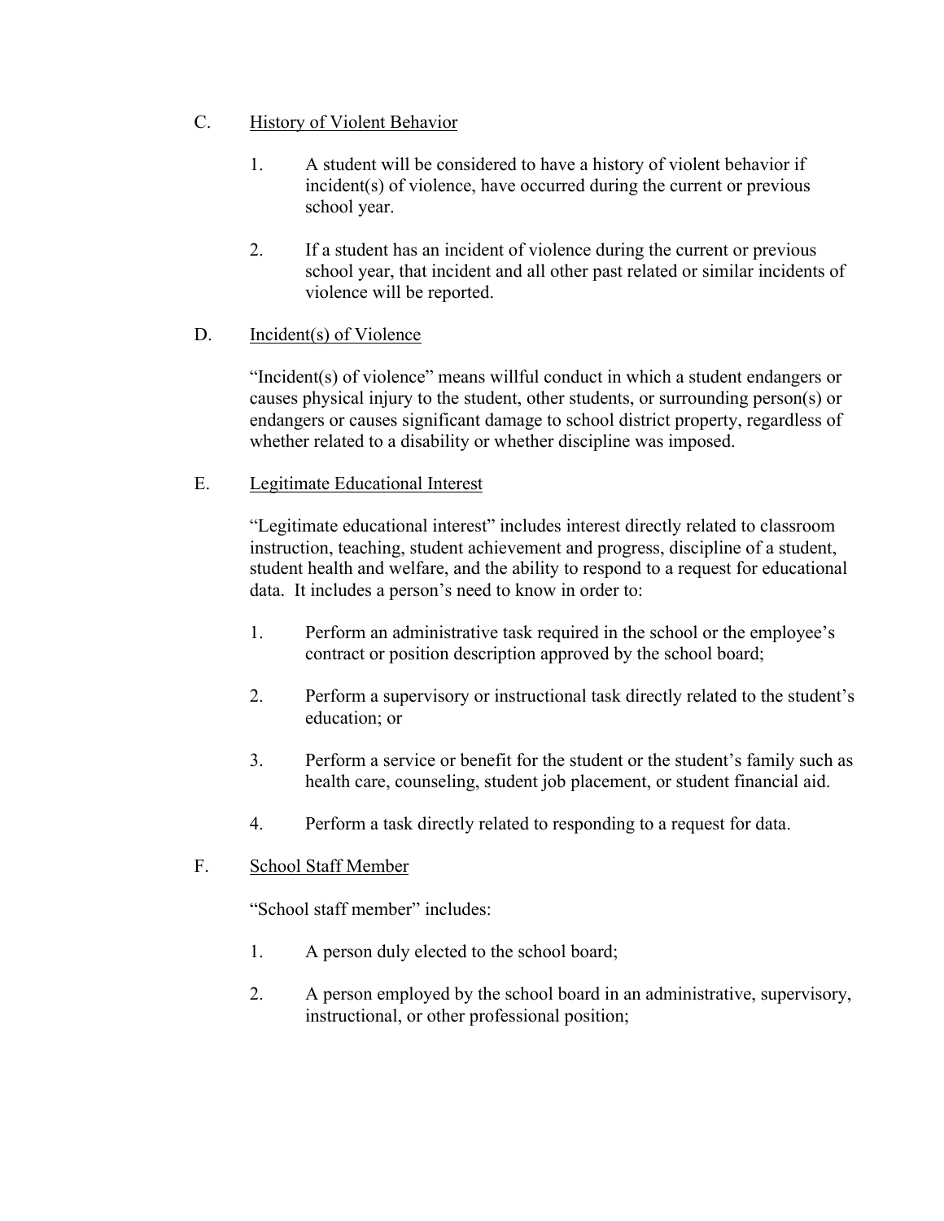C. History of Violent Behavior

1. A student will be considered to have a history of violent behavior if incident(s) of violence, have occurred during the current or previous school year.

2. If a student has an incident of violence during the current or previous school year, that incident and all other past related or similar incidents of violence will be reported.

D. Incident(s) of Violence

“Incident(s) of violence” means willful conduct in which a student endangers or causes physical injury to the student, other students, or surrounding person(s) or endangers or causes significant damage to school district property, regardless of whether related to a disability or whether discipline was imposed.

E. Legitimate Educational Interest

“Legitimate educational interest” includes interest directly related to classroom instruction, teaching, student achievement and progress, discipline of a student, student health and welfare, and the ability to respond to a request for educational data. It includes a person’s need to know in order to:

1. Perform an administrative task required in the school or the employee’s contract or position description approved by the school board;

2. Perform a supervisory or instructional task directly related to the student’s education; or

3. Perform a service or benefit for the student or the student’s family such as health care, counseling, student job placement, or student financial aid.

4. Perform a task directly related to responding to a request for data.

F. School Staff Member

“School staff member” includes:

1. A person duly elected to the school board;

2. A person employed by the school board in an administrative, supervisory, instructional, or other professional position;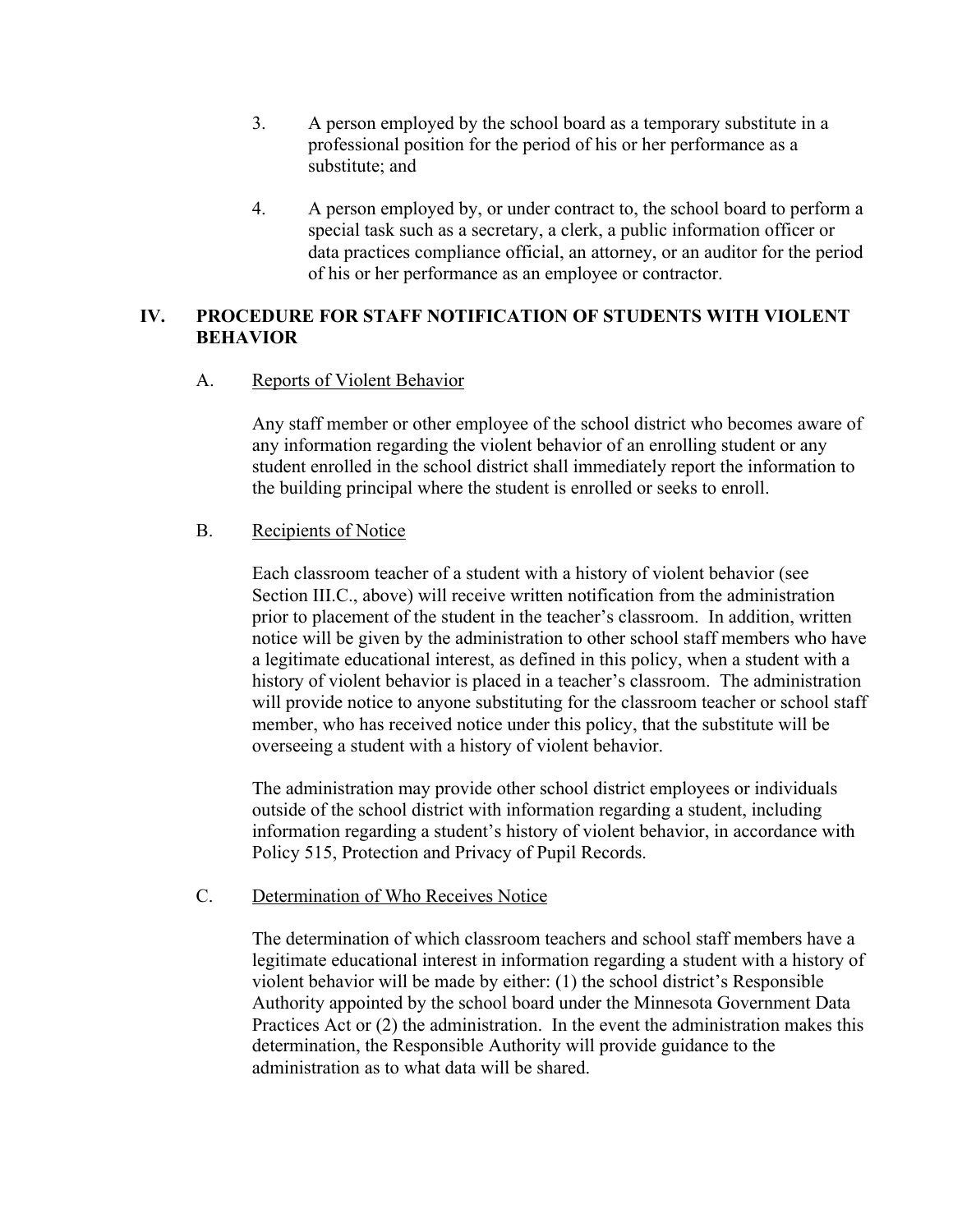3. A person employed by the school board as a temporary substitute in a professional position for the period of his or her performance as a substitute; and

4. A person employed by, or under contract to, the school board to perform a special task such as a secretary, a clerk, a public information officer or data practices compliance official, an attorney, or an auditor for the period of his or her performance as an employee or contractor.

## IV. PROCEDURE FOR STAFF NOTIFICATION OF STUDENTS WITH VIOLENT BEHAVIOR

### A. Reports of Violent Behavior

Any staff member or other employee of the school district who becomes aware of any information regarding the violent behavior of an enrolling student or any student enrolled in the school district shall immediately report the information to the building principal where the student is enrolled or seeks to enroll.

### B. Recipients of Notice

Each classroom teacher of a student with a history of violent behavior (see Section III.C., above) will receive written notification from the administration prior to placement of the student in the teacher's classroom. In addition, written notice will be given by the administration to other school staff members who have a legitimate educational interest, as defined in this policy, when a student with a history of violent behavior is placed in a teacher's classroom. The administration will provide notice to anyone substituting for the classroom teacher or school staff member, who has received notice under this policy, that the substitute will be overseeing a student with a history of violent behavior.

The administration may provide other school district employees or individuals outside of the school district with information regarding a student, including information regarding a student's history of violent behavior, in accordance with Policy 515, Protection and Privacy of Pupil Records.

### C. Determination of Who Receives Notice

The determination of which classroom teachers and school staff members have a legitimate educational interest in information regarding a student with a history of violent behavior will be made by either: (1) the school district's Responsible Authority appointed by the school board under the Minnesota Government Data Practices Act or (2) the administration. In the event the administration makes this determination, the Responsible Authority will provide guidance to the administration as to what data will be shared.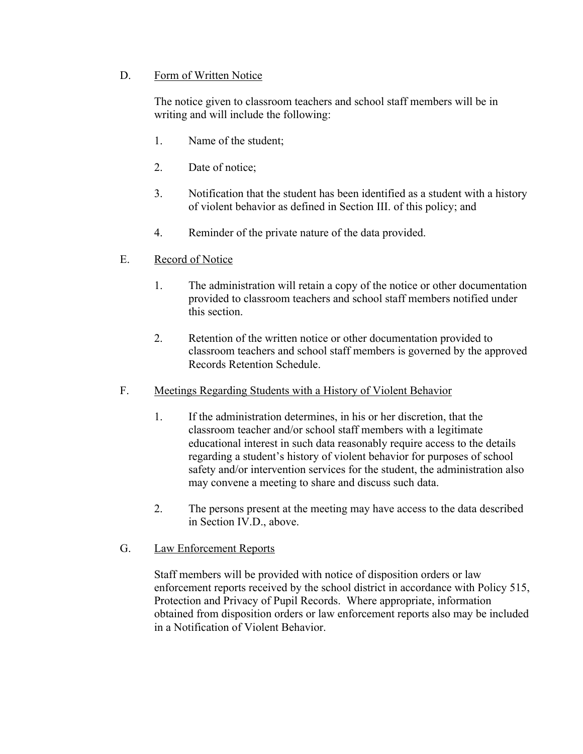D. <u>Form of Written Notice</u>

The notice given to classroom teachers and school staff members will be in writing and will include the following:

1. Name of the student;

2. Date of notice;

3. Notification that the student has been identified as a student with a history of violent behavior as defined in Section III. of this policy; and

4. Reminder of the private nature of the data provided.

E. <u>Record of Notice</u>

1. The administration will retain a copy of the notice or other documentation provided to classroom teachers and school staff members notified under this section.

2. Retention of the written notice or other documentation provided to classroom teachers and school staff members is governed by the approved Records Retention Schedule.

F. <u>Meetings Regarding Students with a History of Violent Behavior</u>

1. If the administration determines, in his or her discretion, that the classroom teacher and/or school staff members with a legitimate educational interest in such data reasonably require access to the details regarding a student's history of violent behavior for purposes of school safety and/or intervention services for the student, the administration also may convene a meeting to share and discuss such data.

2. The persons present at the meeting may have access to the data described in Section IV.D., above.

G. <u>Law Enforcement Reports</u>

Staff members will be provided with notice of disposition orders or law enforcement reports received by the school district in accordance with Policy 515, Protection and Privacy of Pupil Records. Where appropriate, information obtained from disposition orders or law enforcement reports also may be included in a Notification of Violent Behavior.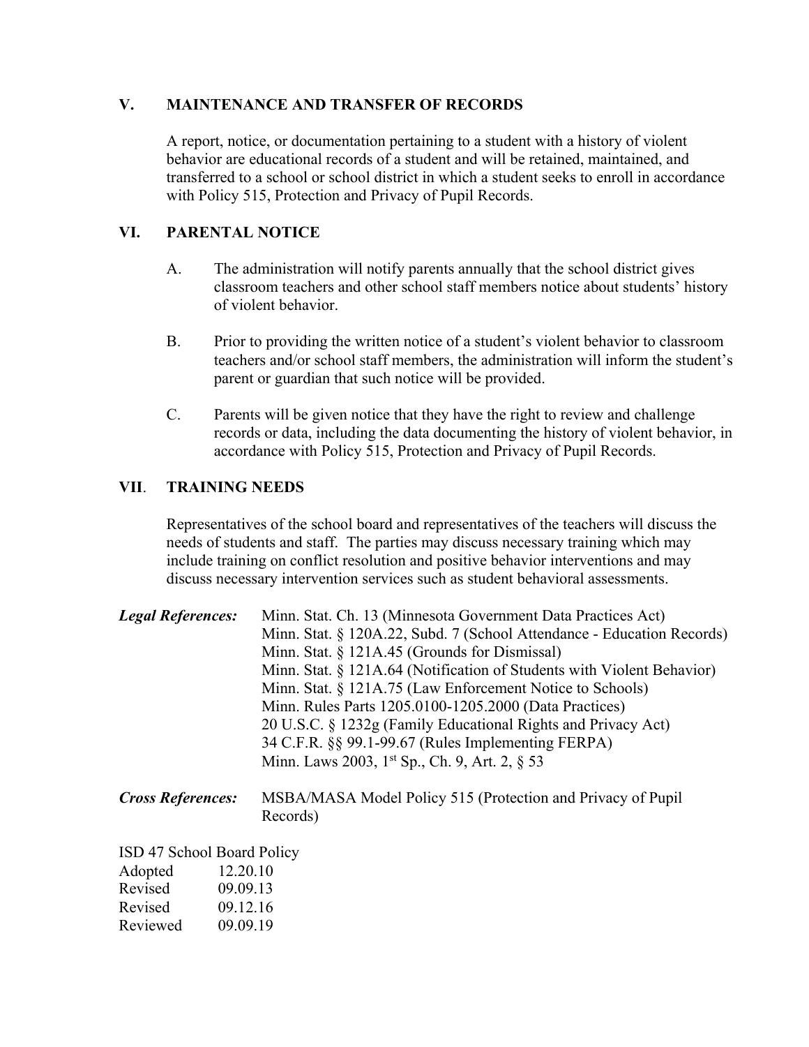## V. MAINTENANCE AND TRANSFER OF RECORDS

A report, notice, or documentation pertaining to a student with a history of violent behavior are educational records of a student and will be retained, maintained, and transferred to a school or school district in which a student seeks to enroll in accordance with Policy 515, Protection and Privacy of Pupil Records.

## VI. PARENTAL NOTICE

A. The administration will notify parents annually that the school district gives classroom teachers and other school staff members notice about students' history of violent behavior.

B. Prior to providing the written notice of a student's violent behavior to classroom teachers and/or school staff members, the administration will inform the student's parent or guardian that such notice will be provided.

C. Parents will be given notice that they have the right to review and challenge records or data, including the data documenting the history of violent behavior, in accordance with Policy 515, Protection and Privacy of Pupil Records.

## VII. TRAINING NEEDS

Representatives of the school board and representatives of the teachers will discuss the needs of students and staff. The parties may discuss necessary training which may include training on conflict resolution and positive behavior interventions and may discuss necessary intervention services such as student behavioral assessments.

***Legal References:***

Minn. Stat. Ch. 13 (Minnesota Government Data Practices Act)
Minn. Stat. § 120A.22, Subd. 7 (School Attendance - Education Records)
Minn. Stat. § 121A.45 (Grounds for Dismissal)
Minn. Stat. § 121A.64 (Notification of Students with Violent Behavior)
Minn. Stat. § 121A.75 (Law Enforcement Notice to Schools)
Minn. Rules Parts 1205.0100-1205.2000 (Data Practices)
20 U.S.C. § 1232g (Family Educational Rights and Privacy Act)
34 C.F.R. §§ 99.1-99.67 (Rules Implementing FERPA)
Minn. Laws 2003, 1st Sp., Ch. 9, Art. 2, § 53

***Cross References:***

MSBA/MASA Model Policy 515 (Protection and Privacy of Pupil Records)

ISD 47 School Board Policy

| | |
|---|---|
| Adopted | 12.20.10 |
| Revised | 09.09.13 |
| Revised | 09.12.16 |
| Reviewed | 09.09.19 |